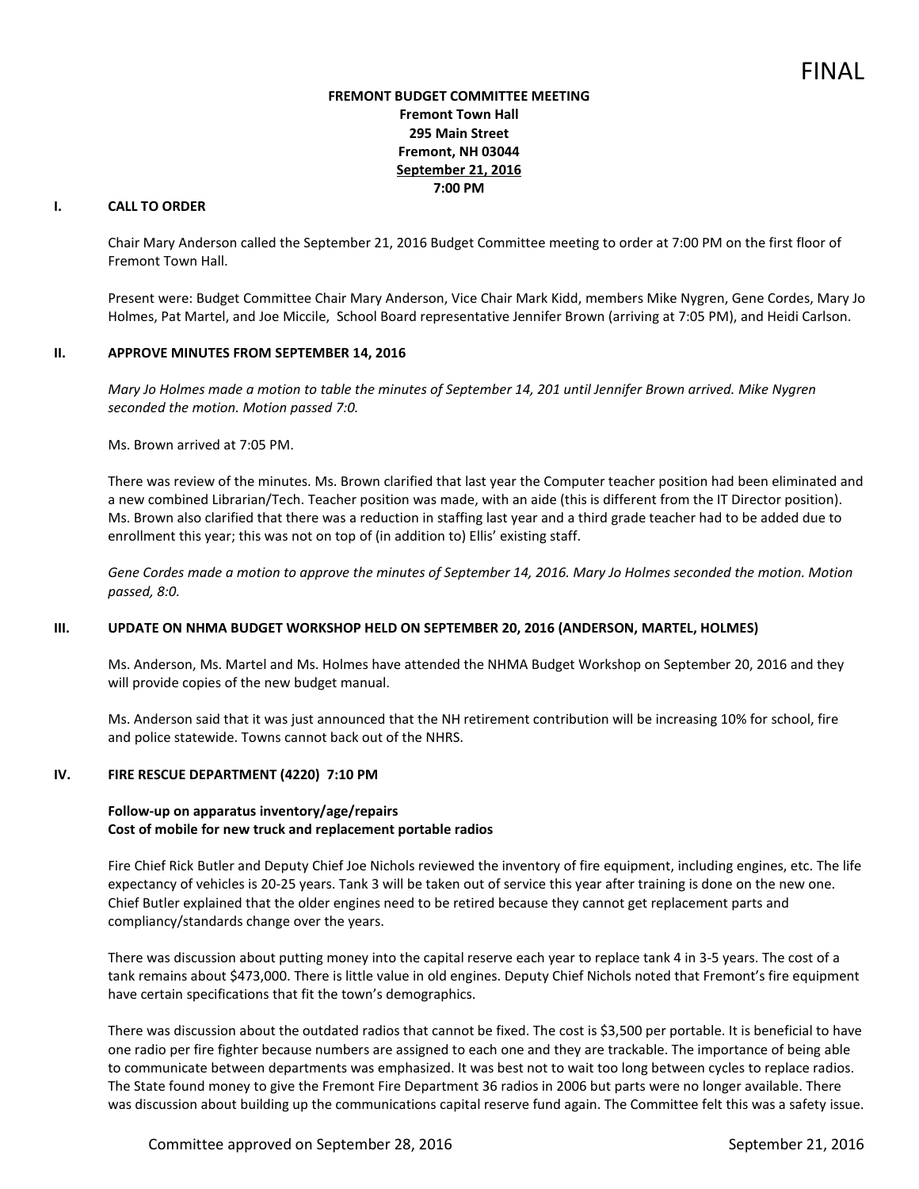FINAL

**FREMONT BUDGET COMMITTEE MEETING**
**Fremont Town Hall**
**295 Main Street**
**Fremont, NH 03044**
**September 21, 2016**
**7:00 PM**

## I. CALL TO ORDER

Chair Mary Anderson called the September 21, 2016 Budget Committee meeting to order at 7:00 PM on the first floor of Fremont Town Hall.

Present were: Budget Committee Chair Mary Anderson, Vice Chair Mark Kidd, members Mike Nygren, Gene Cordes, Mary Jo Holmes, Pat Martel, and Joe Miccile, School Board representative Jennifer Brown (arriving at 7:05 PM), and Heidi Carlson.

## II. APPROVE MINUTES FROM SEPTEMBER 14, 2016

*Mary Jo Holmes made a motion to table the minutes of September 14, 201 until Jennifer Brown arrived. Mike Nygren seconded the motion. Motion passed 7:0.*

Ms. Brown arrived at 7:05 PM.

There was review of the minutes. Ms. Brown clarified that last year the Computer teacher position had been eliminated and a new combined Librarian/Tech. Teacher position was made, with an aide (this is different from the IT Director position). Ms. Brown also clarified that there was a reduction in staffing last year and a third grade teacher had to be added due to enrollment this year; this was not on top of (in addition to) Ellis' existing staff.

*Gene Cordes made a motion to approve the minutes of September 14, 2016. Mary Jo Holmes seconded the motion. Motion passed, 8:0.*

## III. UPDATE ON NHMA BUDGET WORKSHOP HELD ON SEPTEMBER 20, 2016 (ANDERSON, MARTEL, HOLMES)

Ms. Anderson, Ms. Martel and Ms. Holmes have attended the NHMA Budget Workshop on September 20, 2016 and they will provide copies of the new budget manual.

Ms. Anderson said that it was just announced that the NH retirement contribution will be increasing 10% for school, fire and police statewide. Towns cannot back out of the NHRS.

## IV. FIRE RESCUE DEPARTMENT (4220) 7:10 PM

**Follow-up on apparatus inventory/age/repairs**
**Cost of mobile for new truck and replacement portable radios**

Fire Chief Rick Butler and Deputy Chief Joe Nichols reviewed the inventory of fire equipment, including engines, etc. The life expectancy of vehicles is 20-25 years. Tank 3 will be taken out of service this year after training is done on the new one. Chief Butler explained that the older engines need to be retired because they cannot get replacement parts and compliancy/standards change over the years.

There was discussion about putting money into the capital reserve each year to replace tank 4 in 3-5 years. The cost of a tank remains about $473,000. There is little value in old engines. Deputy Chief Nichols noted that Fremont's fire equipment have certain specifications that fit the town's demographics.

There was discussion about the outdated radios that cannot be fixed. The cost is $3,500 per portable. It is beneficial to have one radio per fire fighter because numbers are assigned to each one and they are trackable. The importance of being able to communicate between departments was emphasized. It was best not to wait too long between cycles to replace radios. The State found money to give the Fremont Fire Department 36 radios in 2006 but parts were no longer available. There was discussion about building up the communications capital reserve fund again. The Committee felt this was a safety issue.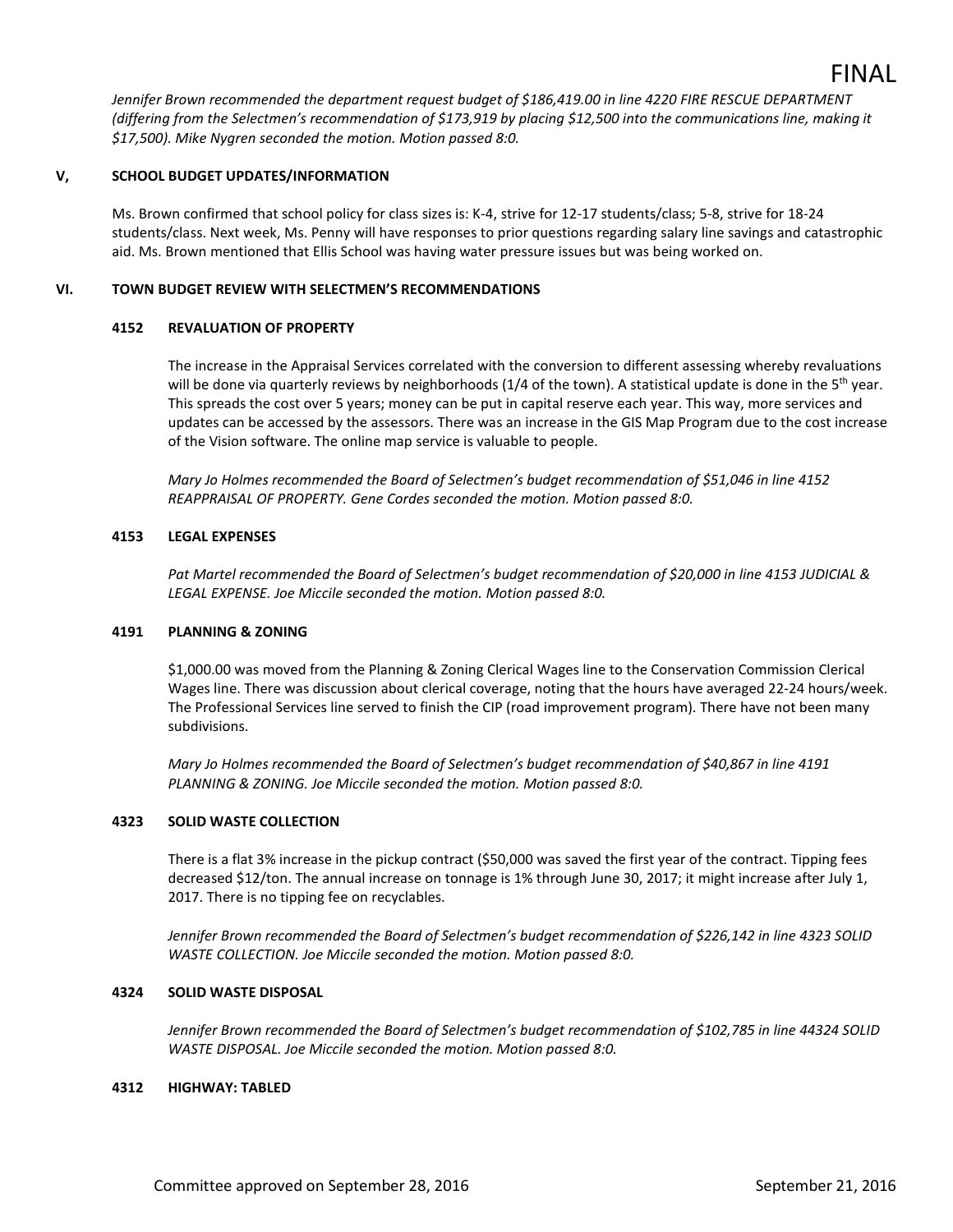*Jennifer Brown recommended the department request budget of $186,419.00 in line 4220 FIRE RESCUE DEPARTMENT (differing from the Selectmen's recommendation of $173,919 by placing $12,500 into the communications line, making it $17,500). Mike Nygren seconded the motion. Motion passed 8:0.*

## V, SCHOOL BUDGET UPDATES/INFORMATION

Ms. Brown confirmed that school policy for class sizes is: K-4, strive for 12-17 students/class; 5-8, strive for 18-24 students/class. Next week, Ms. Penny will have responses to prior questions regarding salary line savings and catastrophic aid. Ms. Brown mentioned that Ellis School was having water pressure issues but was being worked on.

## VI. TOWN BUDGET REVIEW WITH SELECTMEN'S RECOMMENDATIONS

### 4152 REVALUATION OF PROPERTY

The increase in the Appraisal Services correlated with the conversion to different assessing whereby revaluations will be done via quarterly reviews by neighborhoods (1/4 of the town). A statistical update is done in the 5th year. This spreads the cost over 5 years; money can be put in capital reserve each year. This way, more services and updates can be accessed by the assessors. There was an increase in the GIS Map Program due to the cost increase of the Vision software. The online map service is valuable to people.

*Mary Jo Holmes recommended the Board of Selectmen's budget recommendation of $51,046 in line 4152 REAPPRAISAL OF PROPERTY. Gene Cordes seconded the motion. Motion passed 8:0.*

### 4153 LEGAL EXPENSES

*Pat Martel recommended the Board of Selectmen's budget recommendation of $20,000 in line 4153 JUDICIAL & LEGAL EXPENSE. Joe Miccile seconded the motion. Motion passed 8:0.*

### 4191 PLANNING & ZONING

$1,000.00 was moved from the Planning & Zoning Clerical Wages line to the Conservation Commission Clerical Wages line. There was discussion about clerical coverage, noting that the hours have averaged 22-24 hours/week. The Professional Services line served to finish the CIP (road improvement program). There have not been many subdivisions.

*Mary Jo Holmes recommended the Board of Selectmen's budget recommendation of $40,867 in line 4191 PLANNING & ZONING. Joe Miccile seconded the motion. Motion passed 8:0.*

### 4323 SOLID WASTE COLLECTION

There is a flat 3% increase in the pickup contract ($50,000 was saved the first year of the contract. Tipping fees decreased $12/ton. The annual increase on tonnage is 1% through June 30, 2017; it might increase after July 1, 2017. There is no tipping fee on recyclables.

*Jennifer Brown recommended the Board of Selectmen's budget recommendation of $226,142 in line 4323 SOLID WASTE COLLECTION. Joe Miccile seconded the motion. Motion passed 8:0.*

### 4324 SOLID WASTE DISPOSAL

*Jennifer Brown recommended the Board of Selectmen's budget recommendation of $102,785 in line 44324 SOLID WASTE DISPOSAL. Joe Miccile seconded the motion. Motion passed 8:0.*

### 4312 HIGHWAY: TABLED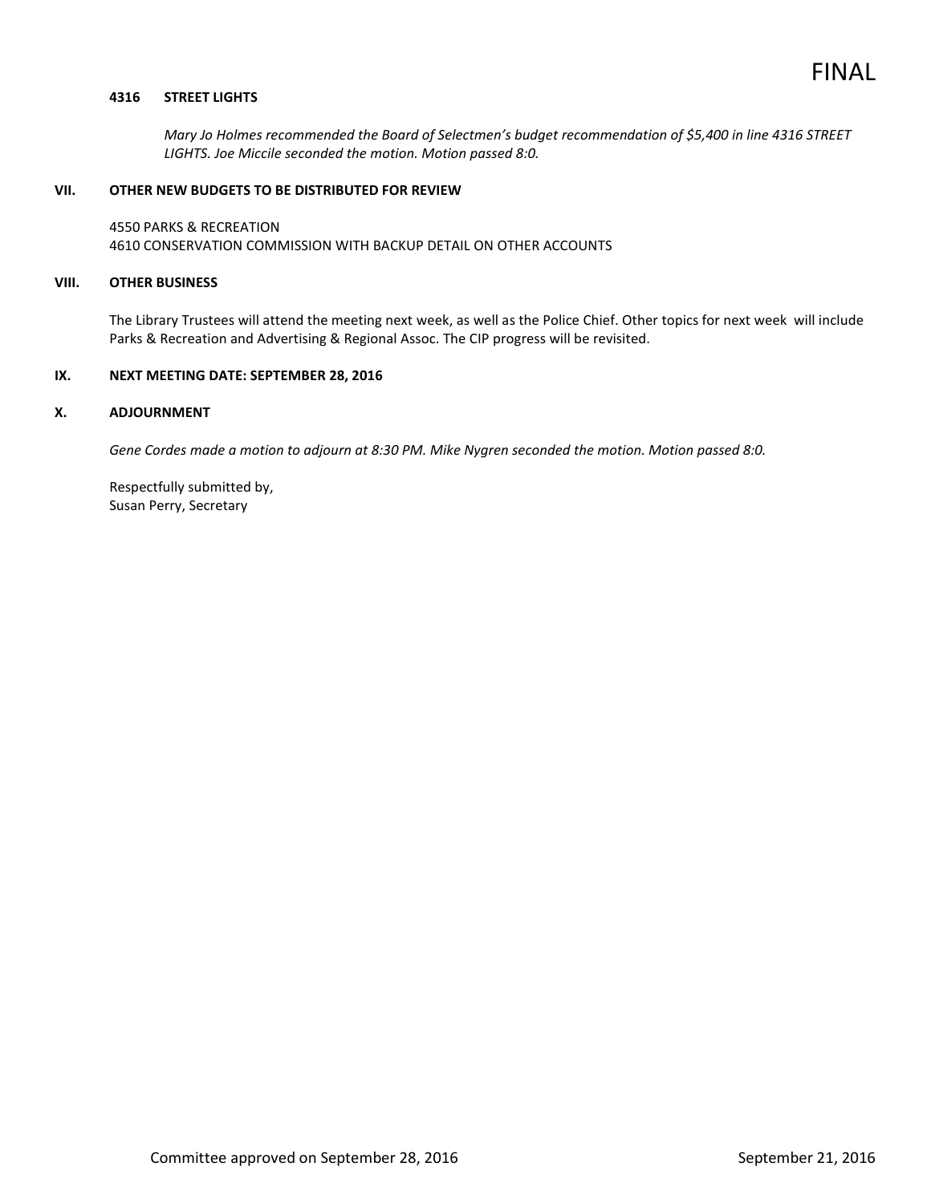FINAL

### 4316 STREET LIGHTS

*Mary Jo Holmes recommended the Board of Selectmen's budget recommendation of $5,400 in line 4316 STREET LIGHTS. Joe Miccile seconded the motion. Motion passed 8:0.*

## VII. OTHER NEW BUDGETS TO BE DISTRIBUTED FOR REVIEW

4550 PARKS & RECREATION
4610 CONSERVATION COMMISSION WITH BACKUP DETAIL ON OTHER ACCOUNTS

## VIII. OTHER BUSINESS

The Library Trustees will attend the meeting next week, as well as the Police Chief. Other topics for next week will include Parks & Recreation and Advertising & Regional Assoc. The CIP progress will be revisited.

## IX. NEXT MEETING DATE: SEPTEMBER 28, 2016

## X. ADJOURNMENT

*Gene Cordes made a motion to adjourn at 8:30 PM. Mike Nygren seconded the motion. Motion passed 8:0.*

Respectfully submitted by,
Susan Perry, Secretary

Committee approved on September 28, 2016 September 21, 2016